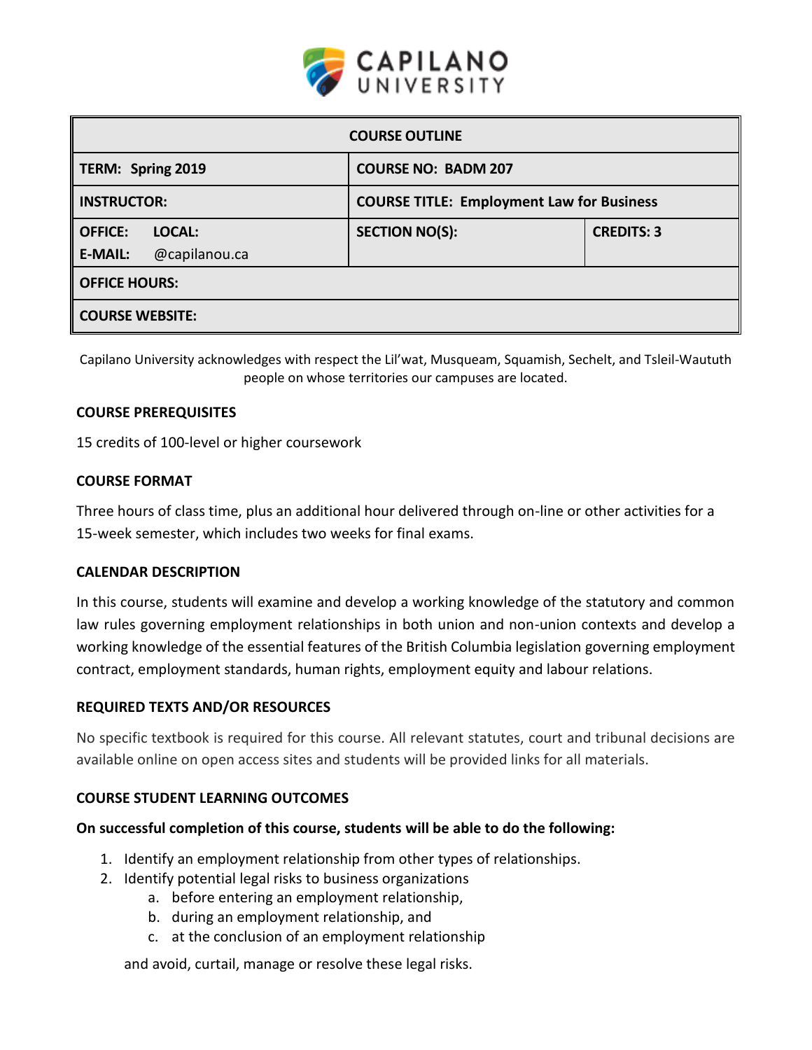**CAPILANO UNIVERSITY**

| COURSE OUTLINE | | |
|---|---|---|
| **TERM: Spring 2019** | **COURSE NO: BADM 207** | |
| **INSTRUCTOR:** | **COURSE TITLE: Employment Law for Business** | |
| **OFFICE: LOCAL:** **E-MAIL:** @capilanou.ca | **SECTION NO(S):** | **CREDITS: 3** |
| **OFFICE HOURS:** | | |
| **COURSE WEBSITE:** | | |

Capilano University acknowledges with respect the Lil'wat, Musqueam, Squamish, Sechelt, and Tsleil-Waututh people on whose territories our campuses are located.

### COURSE PREREQUISITES

15 credits of 100-level or higher coursework

### COURSE FORMAT

Three hours of class time, plus an additional hour delivered through on-line or other activities for a 15-week semester, which includes two weeks for final exams.

### CALENDAR DESCRIPTION

In this course, students will examine and develop a working knowledge of the statutory and common law rules governing employment relationships in both union and non-union contexts and develop a working knowledge of the essential features of the British Columbia legislation governing employment contract, employment standards, human rights, employment equity and labour relations.

### REQUIRED TEXTS AND/OR RESOURCES

No specific textbook is required for this course. All relevant statutes, court and tribunal decisions are available online on open access sites and students will be provided links for all materials.

### COURSE STUDENT LEARNING OUTCOMES

**On successful completion of this course, students will be able to do the following:**

1. Identify an employment relationship from other types of relationships.
2. Identify potential legal risks to business organizations
   a. before entering an employment relationship,
   b. during an employment relationship, and
   c. at the conclusion of an employment relationship

   and avoid, curtail, manage or resolve these legal risks.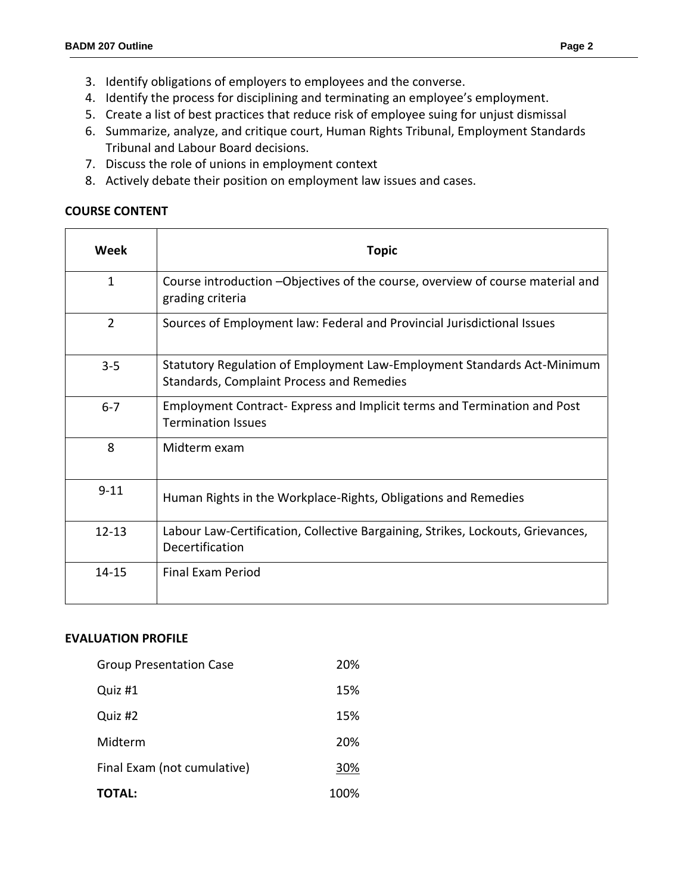3. Identify obligations of employers to employees and the converse.
4. Identify the process for disciplining and terminating an employee's employment.
5. Create a list of best practices that reduce risk of employee suing for unjust dismissal
6. Summarize, analyze, and critique court, Human Rights Tribunal, Employment Standards Tribunal and Labour Board decisions.
7. Discuss the role of unions in employment context
8. Actively debate their position on employment law issues and cases.

**COURSE CONTENT**

| Week | Topic |
|---|---|
| 1 | Course introduction –Objectives of the course, overview of course material and grading criteria |
| 2 | Sources of Employment law: Federal and Provincial Jurisdictional Issues |
| 3-5 | Statutory Regulation of Employment Law-Employment Standards Act-Minimum Standards, Complaint Process and Remedies |
| 6-7 | Employment Contract- Express and Implicit terms and Termination and Post Termination Issues |
| 8 | Midterm exam |
| 9-11 | Human Rights in the Workplace-Rights, Obligations and Remedies |
| 12-13 | Labour Law-Certification, Collective Bargaining, Strikes, Lockouts, Grievances, Decertification |
| 14-15 | Final Exam Period |

**EVALUATION PROFILE**

| | |
|---|---|
| Group Presentation Case | 20% |
| Quiz #1 | 15% |
| Quiz #2 | 15% |
| Midterm | 20% |
| Final Exam (not cumulative) | 30% |
| **TOTAL:** | 100% |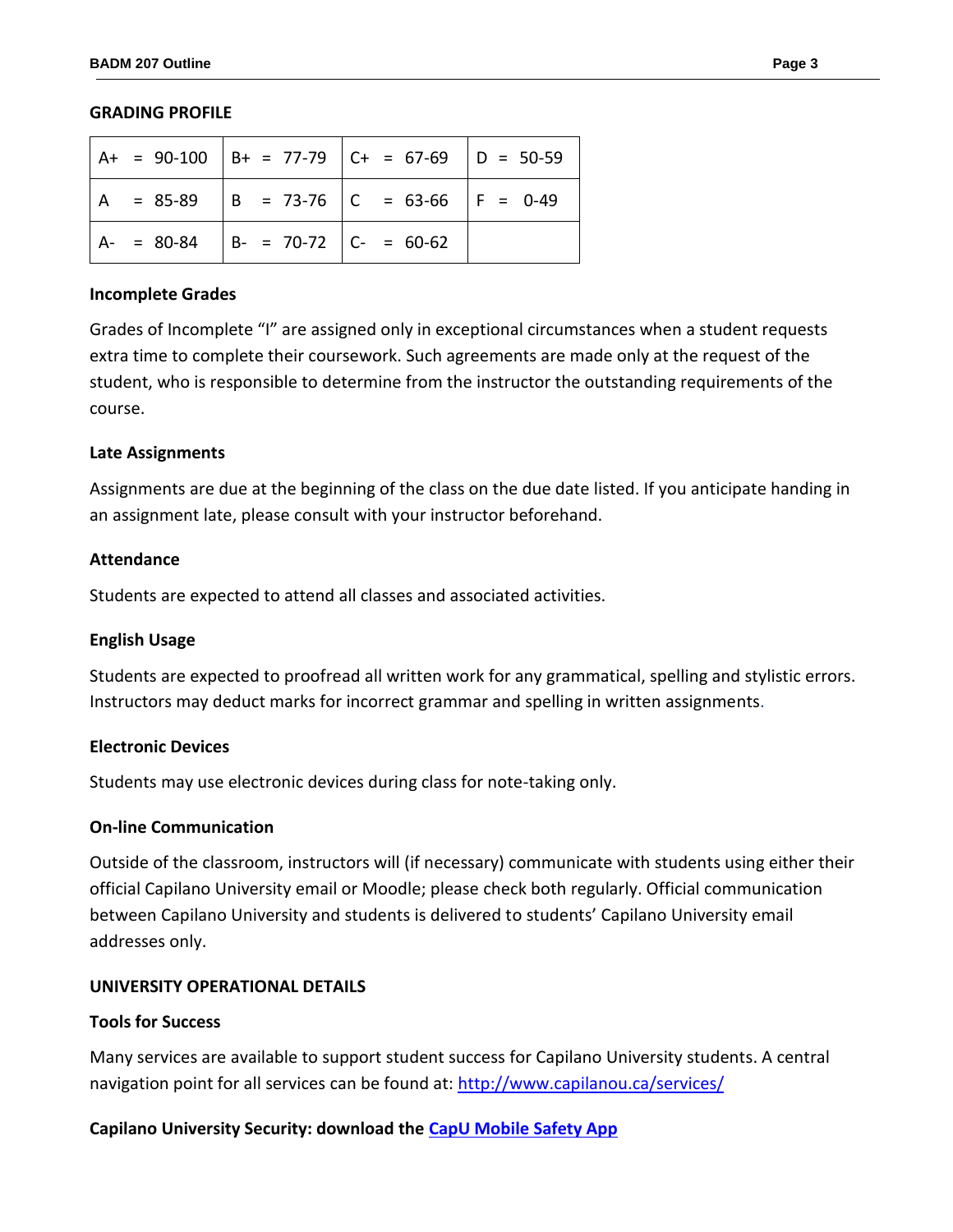## GRADING PROFILE

| | | | |
|---|---|---|---|
| A+ = 90-100 | B+ = 77-79 | C+ = 67-69 | D = 50-59 |
| A = 85-89 | B = 73-76 | C = 63-66 | F = 0-49 |
| A- = 80-84 | B- = 70-72 | C- = 60-62 | |

### Incomplete Grades

Grades of Incomplete "I" are assigned only in exceptional circumstances when a student requests extra time to complete their coursework. Such agreements are made only at the request of the student, who is responsible to determine from the instructor the outstanding requirements of the course.

### Late Assignments

Assignments are due at the beginning of the class on the due date listed. If you anticipate handing in an assignment late, please consult with your instructor beforehand.

### Attendance

Students are expected to attend all classes and associated activities.

### English Usage

Students are expected to proofread all written work for any grammatical, spelling and stylistic errors. Instructors may deduct marks for incorrect grammar and spelling in written assignments.

### Electronic Devices

Students may use electronic devices during class for note-taking only.

### On-line Communication

Outside of the classroom, instructors will (if necessary) communicate with students using either their official Capilano University email or Moodle; please check both regularly. Official communication between Capilano University and students is delivered to students' Capilano University email addresses only.

## UNIVERSITY OPERATIONAL DETAILS

### Tools for Success

Many services are available to support student success for Capilano University students. A central navigation point for all services can be found at: http://www.capilanou.ca/services/

**Capilano University Security: download the CapU Mobile Safety App**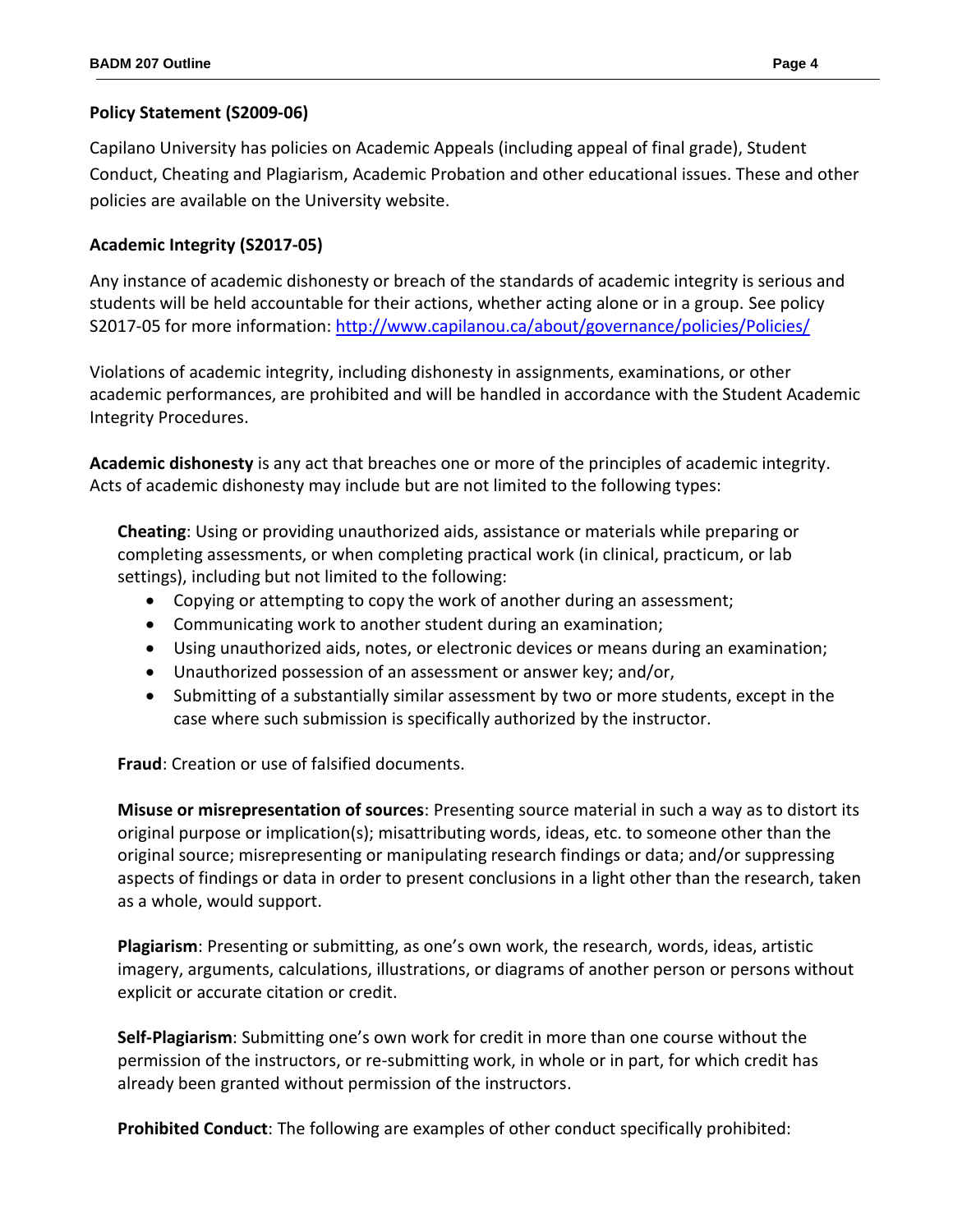**Policy Statement (S2009-06)**

Capilano University has policies on Academic Appeals (including appeal of final grade), Student Conduct, Cheating and Plagiarism, Academic Probation and other educational issues. These and other policies are available on the University website.

**Academic Integrity (S2017-05)**

Any instance of academic dishonesty or breach of the standards of academic integrity is serious and students will be held accountable for their actions, whether acting alone or in a group. See policy S2017-05 for more information: http://www.capilanou.ca/about/governance/policies/Policies/

Violations of academic integrity, including dishonesty in assignments, examinations, or other academic performances, are prohibited and will be handled in accordance with the Student Academic Integrity Procedures.

**Academic dishonesty** is any act that breaches one or more of the principles of academic integrity. Acts of academic dishonesty may include but are not limited to the following types:

**Cheating**: Using or providing unauthorized aids, assistance or materials while preparing or completing assessments, or when completing practical work (in clinical, practicum, or lab settings), including but not limited to the following:

- Copying or attempting to copy the work of another during an assessment;
- Communicating work to another student during an examination;
- Using unauthorized aids, notes, or electronic devices or means during an examination;
- Unauthorized possession of an assessment or answer key; and/or,
- Submitting of a substantially similar assessment by two or more students, except in the case where such submission is specifically authorized by the instructor.

**Fraud**: Creation or use of falsified documents.

**Misuse or misrepresentation of sources**: Presenting source material in such a way as to distort its original purpose or implication(s); misattributing words, ideas, etc. to someone other than the original source; misrepresenting or manipulating research findings or data; and/or suppressing aspects of findings or data in order to present conclusions in a light other than the research, taken as a whole, would support.

**Plagiarism**: Presenting or submitting, as one's own work, the research, words, ideas, artistic imagery, arguments, calculations, illustrations, or diagrams of another person or persons without explicit or accurate citation or credit.

**Self-Plagiarism**: Submitting one's own work for credit in more than one course without the permission of the instructors, or re-submitting work, in whole or in part, for which credit has already been granted without permission of the instructors.

**Prohibited Conduct**: The following are examples of other conduct specifically prohibited: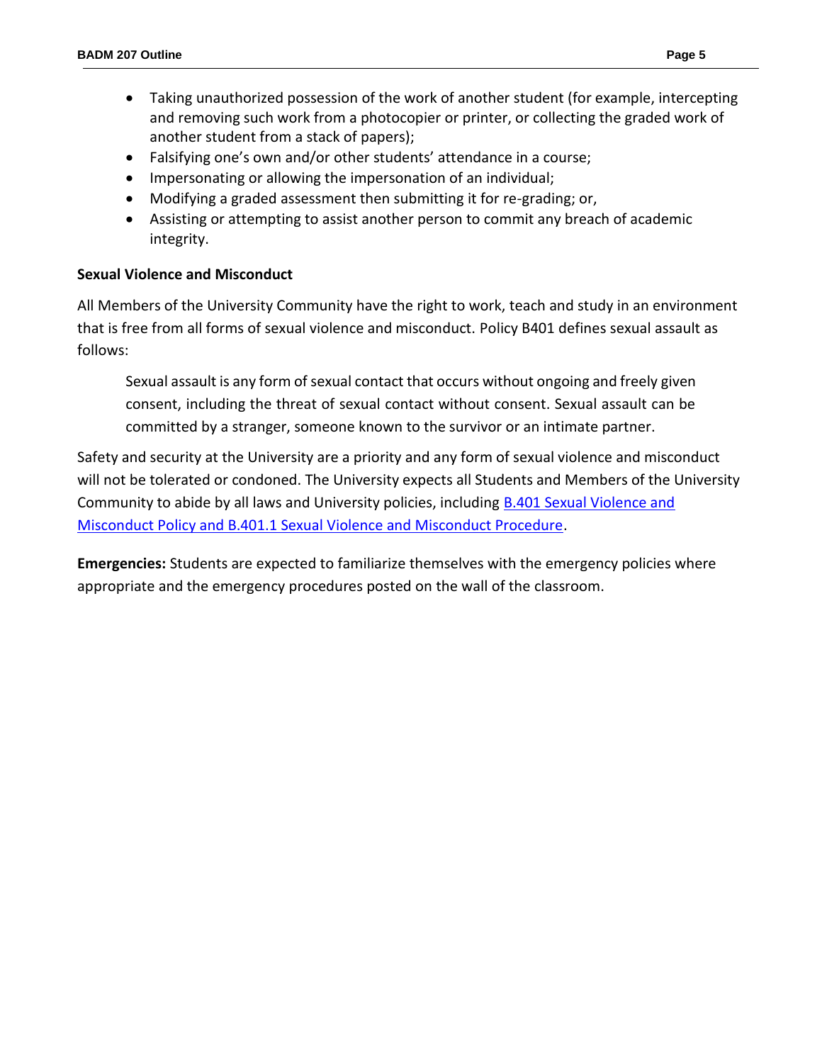- Taking unauthorized possession of the work of another student (for example, intercepting and removing such work from a photocopier or printer, or collecting the graded work of another student from a stack of papers);
- Falsifying one's own and/or other students' attendance in a course;
- Impersonating or allowing the impersonation of an individual;
- Modifying a graded assessment then submitting it for re-grading; or,
- Assisting or attempting to assist another person to commit any breach of academic integrity.

**Sexual Violence and Misconduct**

All Members of the University Community have the right to work, teach and study in an environment that is free from all forms of sexual violence and misconduct. Policy B401 defines sexual assault as follows:

> Sexual assault is any form of sexual contact that occurs without ongoing and freely given consent, including the threat of sexual contact without consent. Sexual assault can be committed by a stranger, someone known to the survivor or an intimate partner.

Safety and security at the University are a priority and any form of sexual violence and misconduct will not be tolerated or condoned. The University expects all Students and Members of the University Community to abide by all laws and University policies, including B.401 Sexual Violence and Misconduct Policy and B.401.1 Sexual Violence and Misconduct Procedure.

**Emergencies:** Students are expected to familiarize themselves with the emergency policies where appropriate and the emergency procedures posted on the wall of the classroom.